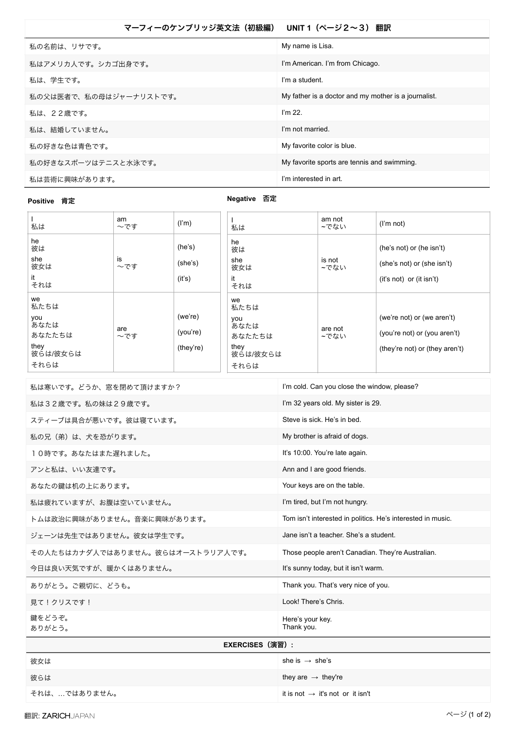## マーフィーのケンブリッジ英文法（初級編）　UNIT 1（ページ２〜３） 翻訳

| | |
|---|---|
| 私の名前は、リサです。 | My name is Lisa. |
| 私はアメリカ人です。シカゴ出身です。 | I'm American. I'm from Chicago. |
| 私は、学生です。 | I'm a student. |
| 私の父は医者で、私の母はジャーナリストです。 | My father is a doctor and my mother is a journalist. |
| 私は、２２歳です。 | I'm 22. |
| 私は、結婚していません。 | I'm not married. |
| 私の好きな色は青色です。 | My favorite color is blue. |
| 私の好きなスポーツはテニスと水泳です。 | My favorite sports are tennis and swimming. |
| 私は芸術に興味があります。 | I'm interested in art. |

**Positive　肯定**

| | | |
|---|---|---|
| I 私は | am 〜です | (I'm) |
| he 彼は / she 彼女は / it それは | is 〜です | (he's) (she's) (it's) |
| we 私たちは / you あなたは あなたたちは / they 彼らは/彼女らは それらは | are 〜です | (we're) (you're) (they're) |

**Negative　否定**

| | | |
|---|---|---|
| I 私は | am not ~でない | (I'm not) |
| he 彼は / she 彼女は / it それは | is not ~でない | (he's not) or (he isn't) (she's not) or (she isn't) (it's not) or (it isn't) |
| we 私たちは / you あなたは あなたたちは / they 彼らは/彼女らは それらは | are not ~でない | (we're not) or (we aren't) (you're not) or (you aren't) (they're not) or (they aren't) |

| | |
|---|---|
| 私は寒いです。どうか、窓を閉めて頂けますか？ | I'm cold. Can you close the window, please? |
| 私は３２歳です。私の妹は２９歳です。 | I'm 32 years old. My sister is 29. |
| スティーブは具合が悪いです。彼は寝ています。 | Steve is sick. He's in bed. |
| 私の兄（弟）は、犬を恐がります。 | My brother is afraid of dogs. |
| １０時です。あなたはまた遅れました。 | It's 10:00. You're late again. |
| アンと私は、いい友達です。 | Ann and I are good friends. |
| あなたの鍵は机の上にあります。 | Your keys are on the table. |
| 私は疲れていますが、お腹は空いていません。 | I'm tired, but I'm not hungry. |
| トムは政治に興味がありません。音楽に興味があります。 | Tom isn't interested in politics. He's interested in music. |
| ジェーンは先生ではありません。彼女は学生です。 | Jane isn't a teacher. She's a student. |
| その人たちはカナダ人ではありません。彼らはオーストラリア人です。 | Those people aren't Canadian. They're Australian. |
| 今日は良い天気ですが、暖かくはありません。 | It's sunny today, but it isn't warm. |
| ありがとう。ご親切に、どうも。 | Thank you. That's very nice of you. |
| 見て！クリスです！ | Look! There's Chris. |
| 鍵をどうぞ。<br>ありがとう。 | Here's your key.<br>Thank you. |

**EXERCISES（演習）:**

| | |
|---|---|
| 彼女は | she is → she's |
| 彼らは | they are → they're |
| それは、…ではありません。 | it is not → it's not or it isn't |

翻訳: ZARICHJAPAN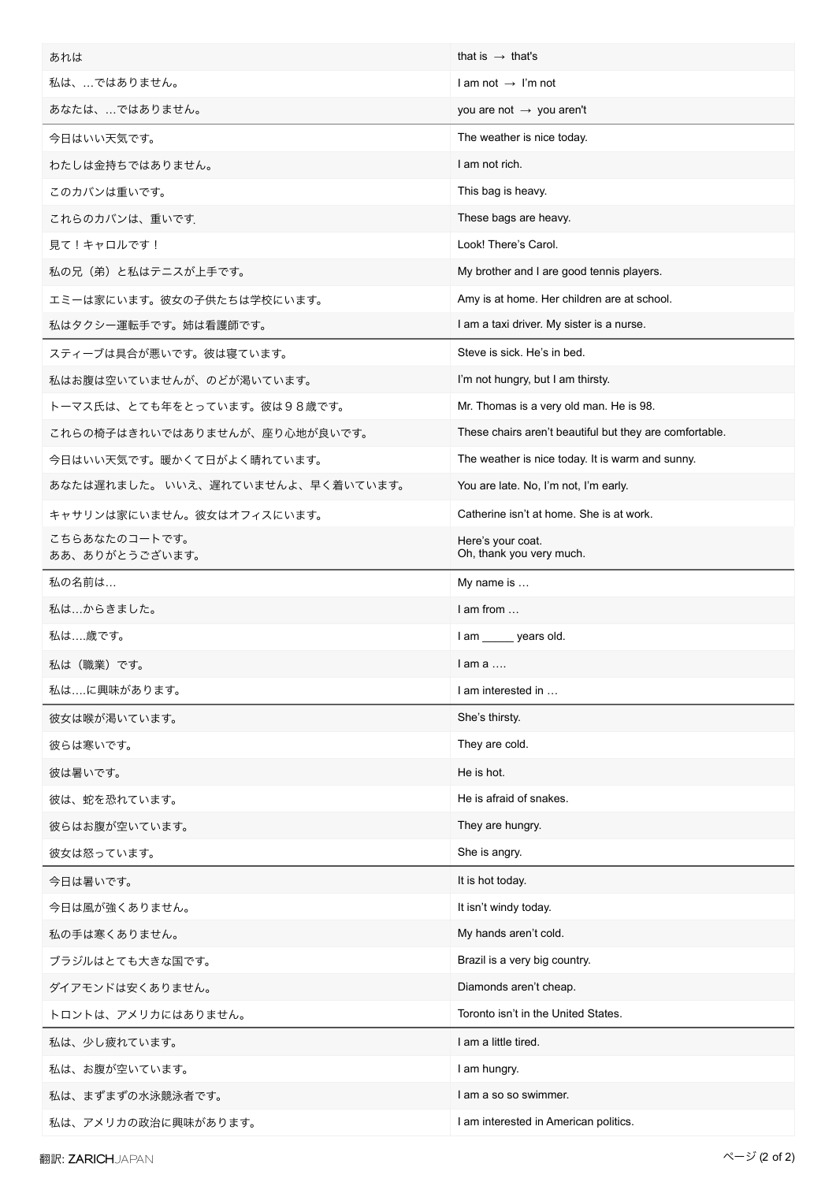| | |
|---|---|
| あれは | that is → that's |
| 私は、…ではありません。 | I am not → I'm not |
| あなたは、…ではありません。 | you are not → you aren't |
| 今日はいい天気です。 | The weather is nice today. |
| わたしは金持ちではありません。 | I am not rich. |
| このカバンは重いです。 | This bag is heavy. |
| これらのカバンは、重いです. | These bags are heavy. |
| 見て！キャロルです！ | Look! There's Carol. |
| 私の兄（弟）と私はテニスが上手です。 | My brother and I are good tennis players. |
| エミーは家にいます。彼女の子供たちは学校にいます。 | Amy is at home. Her children are at school. |
| 私はタクシー運転手です。姉は看護師です。 | I am a taxi driver. My sister is a nurse. |
| スティーブは具合が悪いです。彼は寝ています。 | Steve is sick. He's in bed. |
| 私はお腹は空いていませんが、のどが渇いています。 | I'm not hungry, but I am thirsty. |
| トーマス氏は、とても年をとっています。彼は９８歳です。 | Mr. Thomas is a very old man. He is 98. |
| これらの椅子はきれいではありませんが、座り心地が良いです。 | These chairs aren't beautiful but they are comfortable. |
| 今日はいい天気です。暖かくて日がよく晴れています。 | The weather is nice today. It is warm and sunny. |
| あなたは遅れました。 いいえ、遅れていませんよ、早く着いています。 | You are late. No, I'm not, I'm early. |
| キャサリンは家にいません。彼女はオフィスにいます。 | Catherine isn't at home. She is at work. |
| こちらあなたのコートです。<br>ああ、ありがとうございます。 | Here's your coat.<br>Oh, thank you very much. |
| 私の名前は… | My name is … |
| 私は…からきました。 | I am from … |
| 私は….歳です。 | I am _____ years old. |
| 私は（職業）です。 | I am a …. |
| 私は….に興味があります。 | I am interested in … |
| 彼女は喉が渇いています。 | She's thirsty. |
| 彼らは寒いです。 | They are cold. |
| 彼は暑いです。 | He is hot. |
| 彼は、蛇を恐れています。 | He is afraid of snakes. |
| 彼らはお腹が空いています。 | They are hungry. |
| 彼女は怒っています。 | She is angry. |
| 今日は暑いです。 | It is hot today. |
| 今日は風が強くありません。 | It isn't windy today. |
| 私の手は寒くありません。 | My hands aren't cold. |
| ブラジルはとても大きな国です。 | Brazil is a very big country. |
| ダイアモンドは安くありません。 | Diamonds aren't cheap. |
| トロントは、アメリカにはありません。 | Toronto isn't in the United States. |
| 私は、少し疲れています。 | I am a little tired. |
| 私は、お腹が空いています。 | I am hungry. |
| 私は、まずまずの水泳競泳者です。 | I am a so so swimmer. |
| 私は、アメリカの政治に興味があります。 | I am interested in American politics. |

翻訳: ZARICHJAPAN